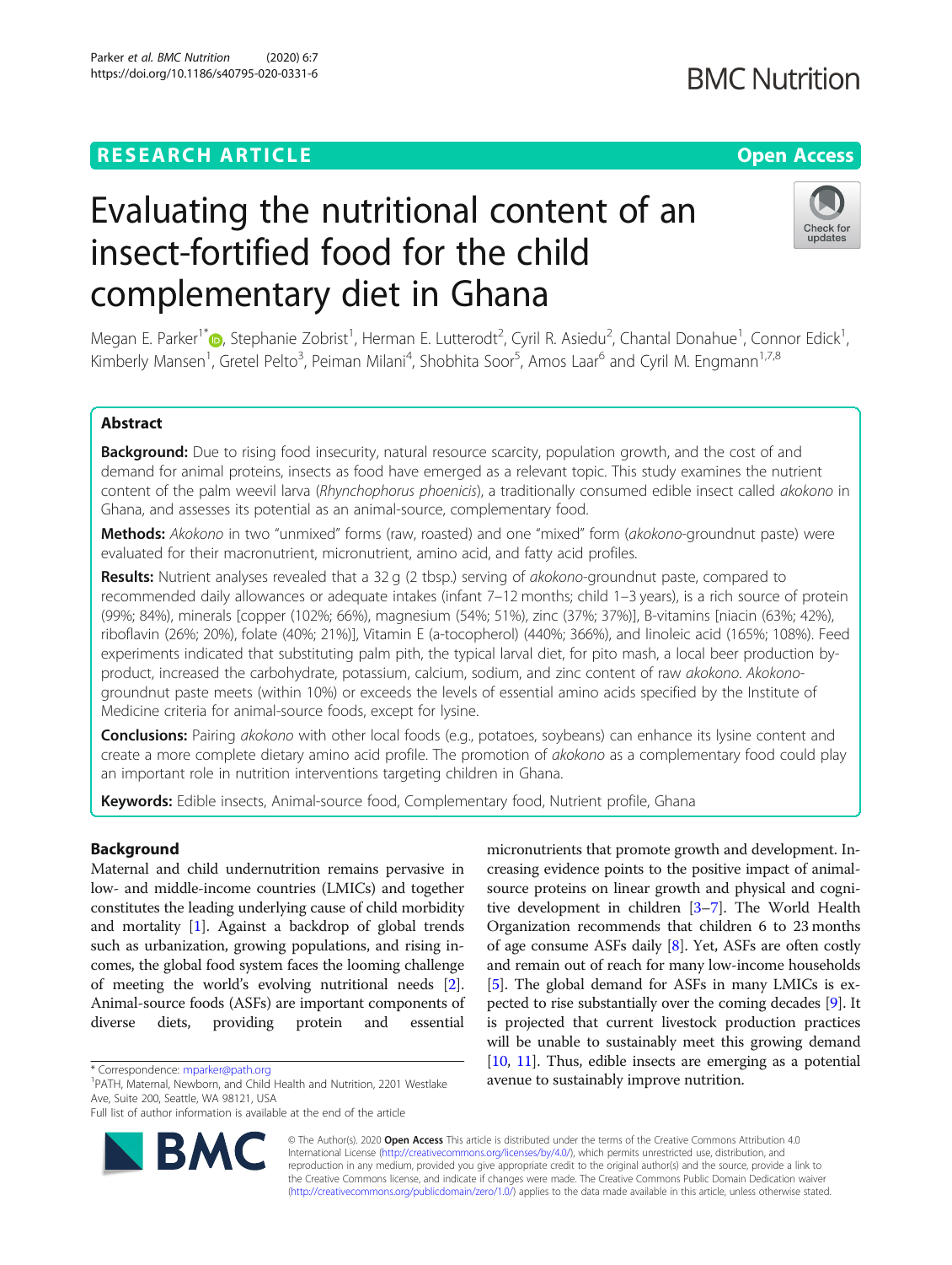RESEARCH ARTICLE

Open Access

# Evaluating the nutritional content of an insect-fortified food for the child complementary diet in Ghana

Megan E. Parker[1*], Stephanie Zobrist[1], Herman E. Lutterodt[2], Cyril R. Asiedu[2], Chantal Donahue[1], Connor Edick[1], Kimberly Mansen[1], Gretel Pelto[3], Peiman Milani[4], Shobhita Soor[5], Amos Laar[6] and Cyril M. Engmann[1,7,8]

## Abstract

**Background:** Due to rising food insecurity, natural resource scarcity, population growth, and the cost of and demand for animal proteins, insects as food have emerged as a relevant topic. This study examines the nutrient content of the palm weevil larva (*Rhynchophorus phoenicis*), a traditionally consumed edible insect called *akokono* in Ghana, and assesses its potential as an animal-source, complementary food.

**Methods:** *Akokono* in two "unmixed" forms (raw, roasted) and one "mixed" form (*akokono*-groundnut paste) were evaluated for their macronutrient, micronutrient, amino acid, and fatty acid profiles.

**Results:** Nutrient analyses revealed that a 32 g (2 tbsp.) serving of *akokono*-groundnut paste, compared to recommended daily allowances or adequate intakes (infant 7–12 months; child 1–3 years), is a rich source of protein (99%; 84%), minerals [copper (102%; 66%), magnesium (54%; 51%), zinc (37%; 37%)], B-vitamins [niacin (63%; 42%), riboflavin (26%; 20%), folate (40%; 21%)], Vitamin E (a-tocopherol) (440%; 366%), and linoleic acid (165%; 108%). Feed experiments indicated that substituting palm pith, the typical larval diet, for pito mash, a local beer production by-product, increased the carbohydrate, potassium, calcium, sodium, and zinc content of raw *akokono*. *Akokono*-groundnut paste meets (within 10%) or exceeds the levels of essential amino acids specified by the Institute of Medicine criteria for animal-source foods, except for lysine.

**Conclusions:** Pairing *akokono* with other local foods (e.g., potatoes, soybeans) can enhance its lysine content and create a more complete dietary amino acid profile. The promotion of *akokono* as a complementary food could play an important role in nutrition interventions targeting children in Ghana.

**Keywords:** Edible insects, Animal-source food, Complementary food, Nutrient profile, Ghana

## Background

Maternal and child undernutrition remains pervasive in low- and middle-income countries (LMICs) and together constitutes the leading underlying cause of child morbidity and mortality [1]. Against a backdrop of global trends such as urbanization, growing populations, and rising incomes, the global food system faces the looming challenge of meeting the world's evolving nutritional needs [2]. Animal-source foods (ASFs) are important components of diverse diets, providing protein and essential micronutrients that promote growth and development. Increasing evidence points to the positive impact of animal-source proteins on linear growth and physical and cognitive development in children [3–7]. The World Health Organization recommends that children 6 to 23 months of age consume ASFs daily [8]. Yet, ASFs are often costly and remain out of reach for many low-income households [5]. The global demand for ASFs in many LMICs is expected to rise substantially over the coming decades [9]. It is projected that current livestock production practices will be unable to sustainably meet this growing demand [10, 11]. Thus, edible insects are emerging as a potential avenue to sustainably improve nutrition.

* Correspondence: mparker@path.org
[1]PATH, Maternal, Newborn, and Child Health and Nutrition, 2201 Westlake Ave, Suite 200, Seattle, WA 98121, USA
Full list of author information is available at the end of the article

© The Author(s). 2020 **Open Access** This article is distributed under the terms of the Creative Commons Attribution 4.0 International License (http://creativecommons.org/licenses/by/4.0/), which permits unrestricted use, distribution, and reproduction in any medium, provided you give appropriate credit to the original author(s) and the source, provide a link to the Creative Commons license, and indicate if changes were made. The Creative Commons Public Domain Dedication waiver (http://creativecommons.org/publicdomain/zero/1.0/) applies to the data made available in this article, unless otherwise stated.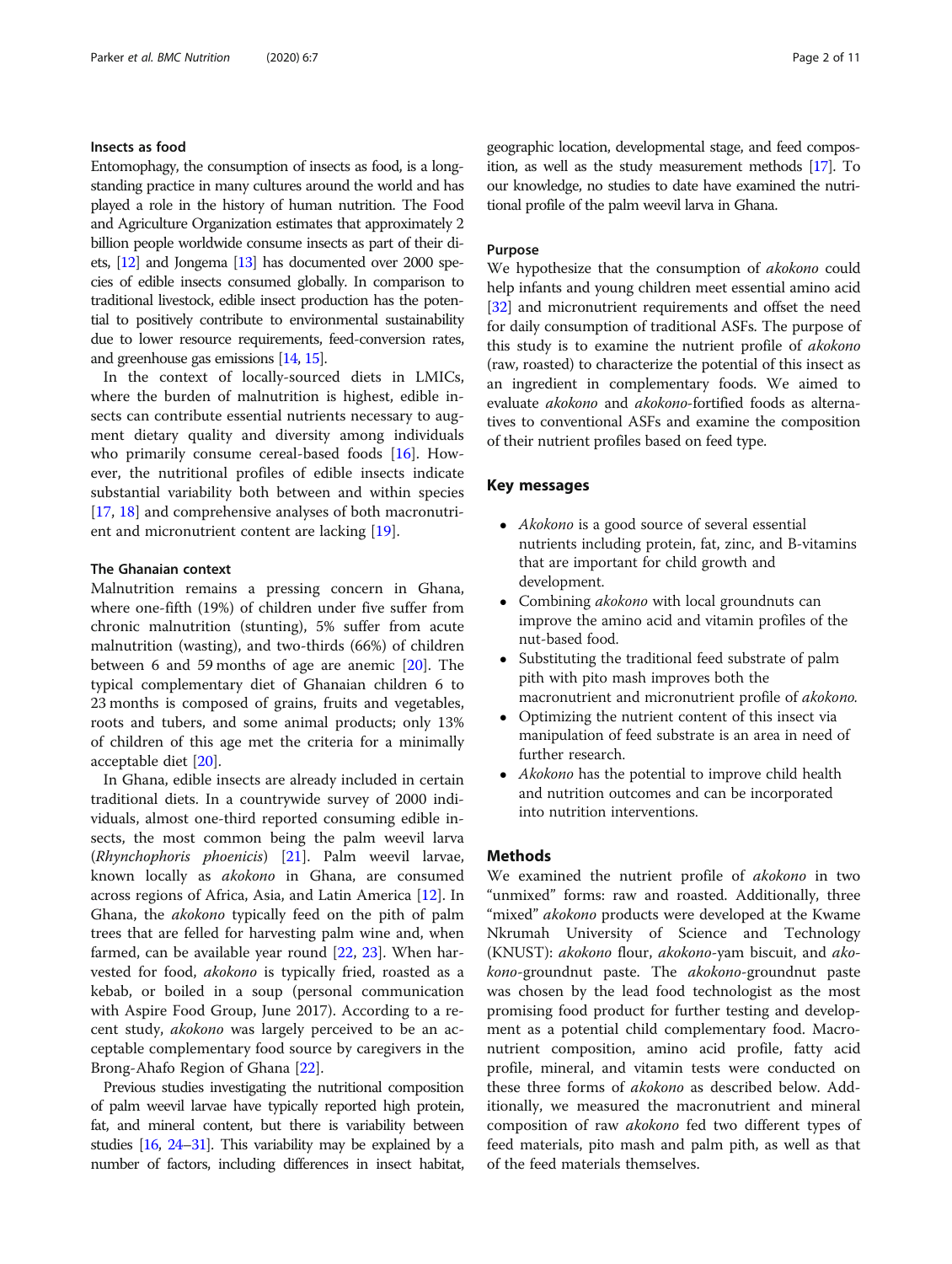### Insects as food

Entomophagy, the consumption of insects as food, is a long-standing practice in many cultures around the world and has played a role in the history of human nutrition. The Food and Agriculture Organization estimates that approximately 2 billion people worldwide consume insects as part of their diets, [12] and Jongema [13] has documented over 2000 species of edible insects consumed globally. In comparison to traditional livestock, edible insect production has the potential to positively contribute to environmental sustainability due to lower resource requirements, feed-conversion rates, and greenhouse gas emissions [14, 15].

In the context of locally-sourced diets in LMICs, where the burden of malnutrition is highest, edible insects can contribute essential nutrients necessary to augment dietary quality and diversity among individuals who primarily consume cereal-based foods [16]. However, the nutritional profiles of edible insects indicate substantial variability both between and within species [17, 18] and comprehensive analyses of both macronutrient and micronutrient content are lacking [19].

### The Ghanaian context

Malnutrition remains a pressing concern in Ghana, where one-fifth (19%) of children under five suffer from chronic malnutrition (stunting), 5% suffer from acute malnutrition (wasting), and two-thirds (66%) of children between 6 and 59 months of age are anemic [20]. The typical complementary diet of Ghanaian children 6 to 23 months is composed of grains, fruits and vegetables, roots and tubers, and some animal products; only 13% of children of this age met the criteria for a minimally acceptable diet [20].

In Ghana, edible insects are already included in certain traditional diets. In a countrywide survey of 2000 individuals, almost one-third reported consuming edible insects, the most common being the palm weevil larva (*Rhynchophoris phoenicis*) [21]. Palm weevil larvae, known locally as *akokono* in Ghana, are consumed across regions of Africa, Asia, and Latin America [12]. In Ghana, the *akokono* typically feed on the pith of palm trees that are felled for harvesting palm wine and, when farmed, can be available year round [22, 23]. When harvested for food, *akokono* is typically fried, roasted as a kebab, or boiled in a soup (personal communication with Aspire Food Group, June 2017). According to a recent study, *akokono* was largely perceived to be an acceptable complementary food source by caregivers in the Brong-Ahafo Region of Ghana [22].

Previous studies investigating the nutritional composition of palm weevil larvae have typically reported high protein, fat, and mineral content, but there is variability between studies [16, 24–31]. This variability may be explained by a number of factors, including differences in insect habitat, geographic location, developmental stage, and feed composition, as well as the study measurement methods [17]. To our knowledge, no studies to date have examined the nutritional profile of the palm weevil larva in Ghana.

### Purpose

We hypothesize that the consumption of *akokono* could help infants and young children meet essential amino acid [32] and micronutrient requirements and offset the need for daily consumption of traditional ASFs. The purpose of this study is to examine the nutrient profile of *akokono* (raw, roasted) to characterize the potential of this insect as an ingredient in complementary foods. We aimed to evaluate *akokono* and *akokono*-fortified foods as alternatives to conventional ASFs and examine the composition of their nutrient profiles based on feed type.

## Key messages

- *Akokono* is a good source of several essential nutrients including protein, fat, zinc, and B-vitamins that are important for child growth and development.
- Combining *akokono* with local groundnuts can improve the amino acid and vitamin profiles of the nut-based food.
- Substituting the traditional feed substrate of palm pith with pito mash improves both the macronutrient and micronutrient profile of *akokono*.
- Optimizing the nutrient content of this insect via manipulation of feed substrate is an area in need of further research.
- *Akokono* has the potential to improve child health and nutrition outcomes and can be incorporated into nutrition interventions.

## Methods

We examined the nutrient profile of *akokono* in two "unmixed" forms: raw and roasted. Additionally, three "mixed" *akokono* products were developed at the Kwame Nkrumah University of Science and Technology (KNUST): *akokono* flour, *akokono*-yam biscuit, and *akokono*-groundnut paste. The *akokono*-groundnut paste was chosen by the lead food technologist as the most promising food product for further testing and development as a potential child complementary food. Macronutrient composition, amino acid profile, fatty acid profile, mineral, and vitamin tests were conducted on these three forms of *akokono* as described below. Additionally, we measured the macronutrient and mineral composition of raw *akokono* fed two different types of feed materials, pito mash and palm pith, as well as that of the feed materials themselves.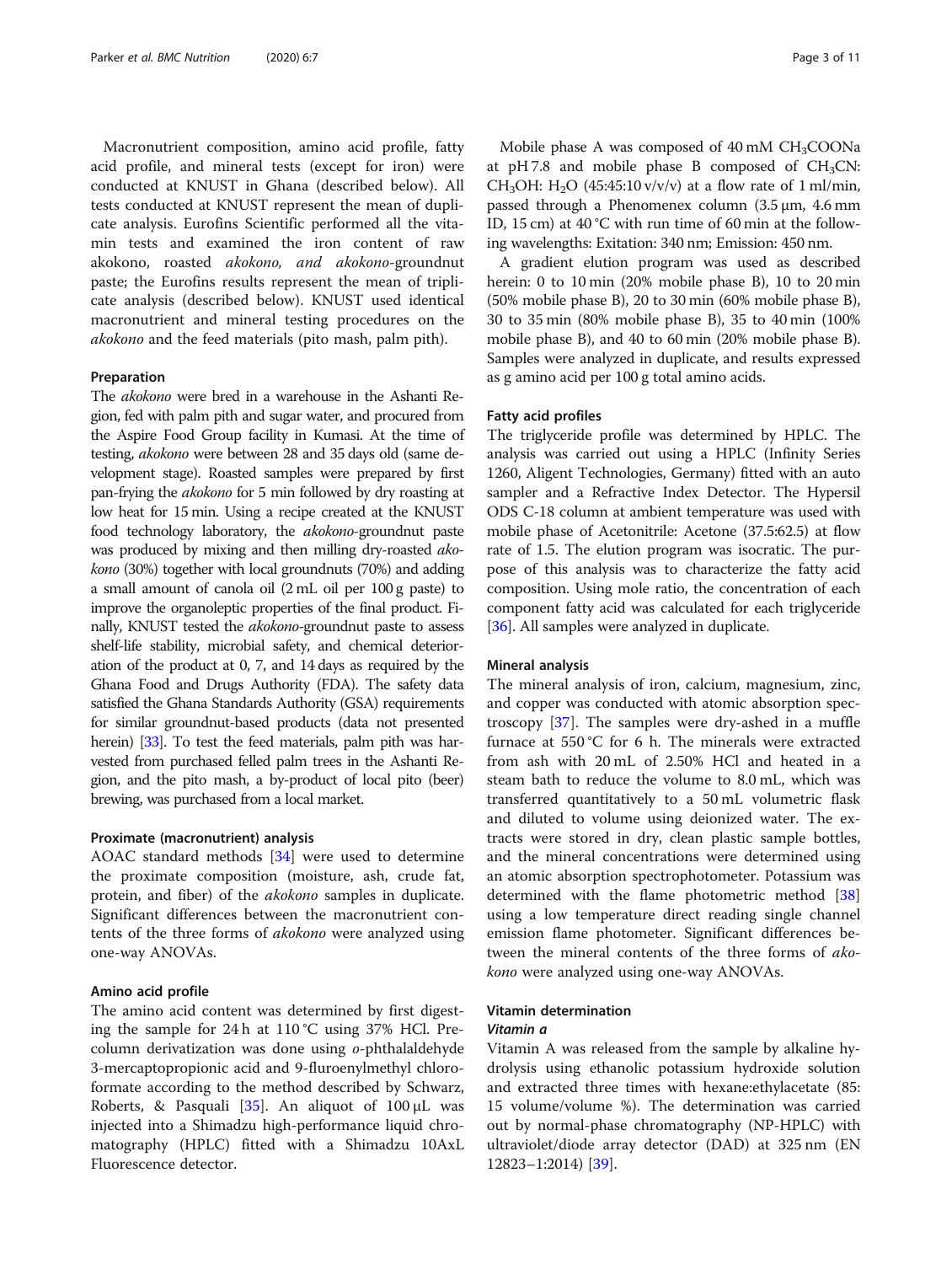Macronutrient composition, amino acid profile, fatty acid profile, and mineral tests (except for iron) were conducted at KNUST in Ghana (described below). All tests conducted at KNUST represent the mean of duplicate analysis. Eurofins Scientific performed all the vitamin tests and examined the iron content of raw akokono, roasted *akokono, and akokono*-groundnut paste; the Eurofins results represent the mean of triplicate analysis (described below). KNUST used identical macronutrient and mineral testing procedures on the *akokono* and the feed materials (pito mash, palm pith).

### Preparation

The *akokono* were bred in a warehouse in the Ashanti Region, fed with palm pith and sugar water, and procured from the Aspire Food Group facility in Kumasi. At the time of testing, *akokono* were between 28 and 35 days old (same development stage). Roasted samples were prepared by first pan-frying the *akokono* for 5 min followed by dry roasting at low heat for 15 min. Using a recipe created at the KNUST food technology laboratory, the *akokono*-groundnut paste was produced by mixing and then milling dry-roasted *akokono* (30%) together with local groundnuts (70%) and adding a small amount of canola oil (2 mL oil per 100 g paste) to improve the organoleptic properties of the final product. Finally, KNUST tested the *akokono*-groundnut paste to assess shelf-life stability, microbial safety, and chemical deterioration of the product at 0, 7, and 14 days as required by the Ghana Food and Drugs Authority (FDA). The safety data satisfied the Ghana Standards Authority (GSA) requirements for similar groundnut-based products (data not presented herein) [33]. To test the feed materials, palm pith was harvested from purchased felled palm trees in the Ashanti Region, and the pito mash, a by-product of local pito (beer) brewing, was purchased from a local market.

### Proximate (macronutrient) analysis

AOAC standard methods [34] were used to determine the proximate composition (moisture, ash, crude fat, protein, and fiber) of the *akokono* samples in duplicate. Significant differences between the macronutrient contents of the three forms of *akokono* were analyzed using one-way ANOVAs.

### Amino acid profile

The amino acid content was determined by first digesting the sample for 24 h at 110 °C using 37% HCl. Pre-column derivatization was done using *o*-phthalaldehyde 3-mercaptopropionic acid and 9-fluroenylmethyl chloroformate according to the method described by Schwarz, Roberts, & Pasquali [35]. An aliquot of 100 μL was injected into a Shimadzu high-performance liquid chromatography (HPLC) fitted with a Shimadzu 10AxL Fluorescence detector.

Mobile phase A was composed of 40 mM $CH_3COONa$ at pH 7.8 and mobile phase B composed of $CH_3CN$: $CH_3OH$: $H_2O$ (45:45:10 v/v/v) at a flow rate of 1 ml/min, passed through a Phenomenex column (3.5 μm, 4.6 mm ID, 15 cm) at 40 °C with run time of 60 min at the following wavelengths: Exitation: 340 nm; Emission: 450 nm.

A gradient elution program was used as described herein: 0 to 10 min (20% mobile phase B), 10 to 20 min (50% mobile phase B), 20 to 30 min (60% mobile phase B), 30 to 35 min (80% mobile phase B), 35 to 40 min (100% mobile phase B), and 40 to 60 min (20% mobile phase B). Samples were analyzed in duplicate, and results expressed as g amino acid per 100 g total amino acids.

### Fatty acid profiles

The triglyceride profile was determined by HPLC. The analysis was carried out using a HPLC (Infinity Series 1260, Aligent Technologies, Germany) fitted with an auto sampler and a Refractive Index Detector. The Hypersil ODS C-18 column at ambient temperature was used with mobile phase of Acetonitrile: Acetone (37.5:62.5) at flow rate of 1.5. The elution program was isocratic. The purpose of this analysis was to characterize the fatty acid composition. Using mole ratio, the concentration of each component fatty acid was calculated for each triglyceride [36]. All samples were analyzed in duplicate.

### Mineral analysis

The mineral analysis of iron, calcium, magnesium, zinc, and copper was conducted with atomic absorption spectroscopy [37]. The samples were dry-ashed in a muffle furnace at 550 °C for 6 h. The minerals were extracted from ash with 20 mL of 2.50% HCl and heated in a steam bath to reduce the volume to 8.0 mL, which was transferred quantitatively to a 50 mL volumetric flask and diluted to volume using deionized water. The extracts were stored in dry, clean plastic sample bottles, and the mineral concentrations were determined using an atomic absorption spectrophotometer. Potassium was determined with the flame photometric method [38] using a low temperature direct reading single channel emission flame photometer. Significant differences between the mineral contents of the three forms of *akokono* were analyzed using one-way ANOVAs.

### Vitamin determination

#### *Vitamin a*

Vitamin A was released from the sample by alkaline hydrolysis using ethanolic potassium hydroxide solution and extracted three times with hexane:ethylacetate (85:15 volume/volume %). The determination was carried out by normal-phase chromatography (NP-HPLC) with ultraviolet/diode array detector (DAD) at 325 nm (EN 12823–1:2014) [39].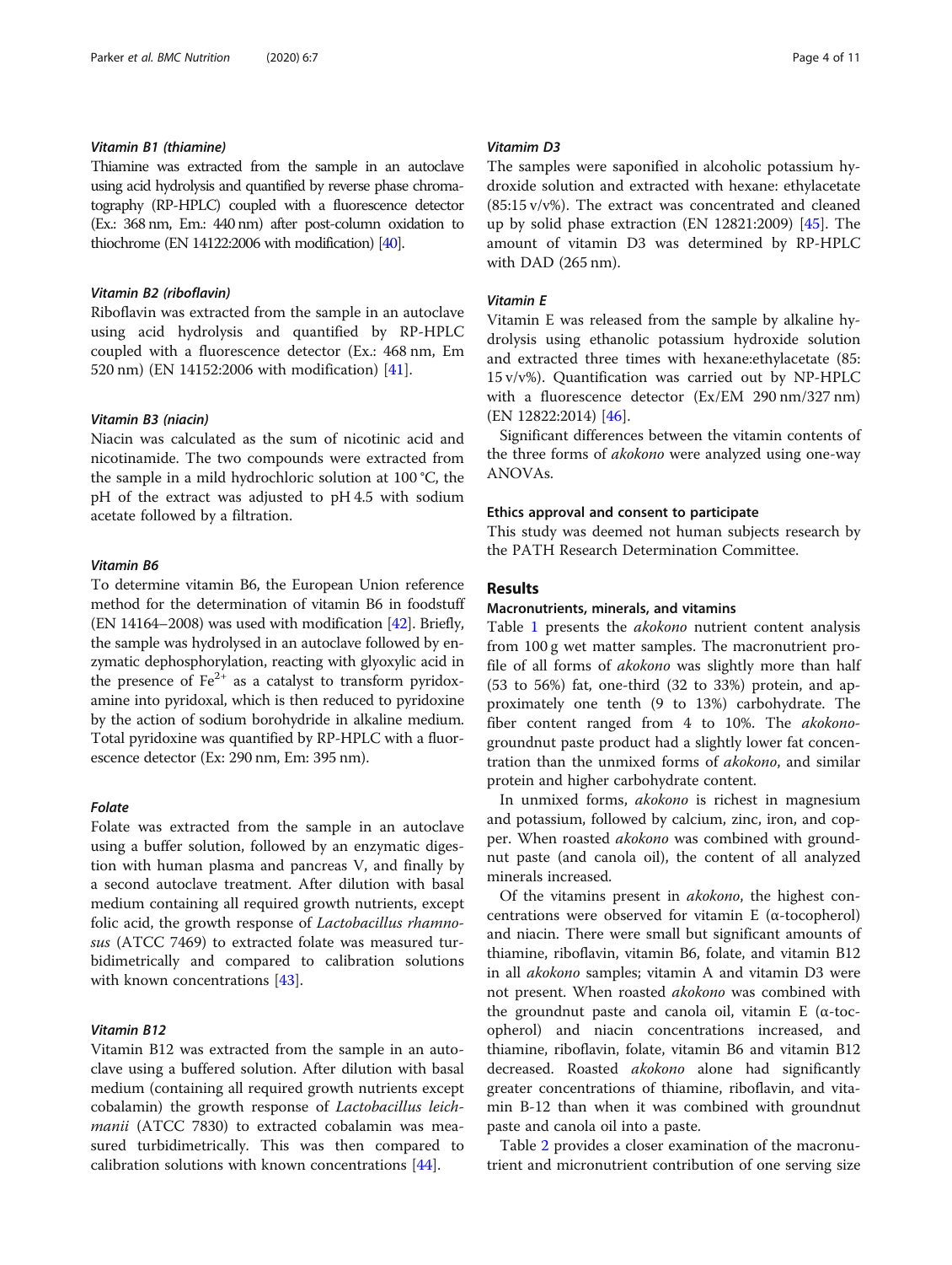#### *Vitamin B1 (thiamine)*

Thiamine was extracted from the sample in an autoclave using acid hydrolysis and quantified by reverse phase chromatography (RP-HPLC) coupled with a fluorescence detector (Ex.: 368 nm, Em.: 440 nm) after post-column oxidation to thiochrome (EN 14122:2006 with modification) [40].

#### *Vitamin B2 (riboflavin)*

Riboflavin was extracted from the sample in an autoclave using acid hydrolysis and quantified by RP-HPLC coupled with a fluorescence detector (Ex.: 468 nm, Em 520 nm) (EN 14152:2006 with modification) [41].

#### *Vitamin B3 (niacin)*

Niacin was calculated as the sum of nicotinic acid and nicotinamide. The two compounds were extracted from the sample in a mild hydrochloric solution at 100 °C, the pH of the extract was adjusted to pH 4.5 with sodium acetate followed by a filtration.

#### *Vitamin B6*

To determine vitamin B6, the European Union reference method for the determination of vitamin B6 in foodstuff (EN 14164–2008) was used with modification [42]. Briefly, the sample was hydrolysed in an autoclave followed by enzymatic dephosphorylation, reacting with glyoxylic acid in the presence of $Fe^{2+}$ as a catalyst to transform pyridoxamine into pyridoxal, which is then reduced to pyridoxine by the action of sodium borohydride in alkaline medium. Total pyridoxine was quantified by RP-HPLC with a fluorescence detector (Ex: 290 nm, Em: 395 nm).

#### *Folate*

Folate was extracted from the sample in an autoclave using a buffer solution, followed by an enzymatic digestion with human plasma and pancreas V, and finally by a second autoclave treatment. After dilution with basal medium containing all required growth nutrients, except folic acid, the growth response of *Lactobacillus rhamnosus* (ATCC 7469) to extracted folate was measured turbidimetrically and compared to calibration solutions with known concentrations [43].

#### *Vitamin B12*

Vitamin B12 was extracted from the sample in an autoclave using a buffered solution. After dilution with basal medium (containing all required growth nutrients except cobalamin) the growth response of *Lactobacillus leichmanii* (ATCC 7830) to extracted cobalamin was measured turbidimetrically. This was then compared to calibration solutions with known concentrations [44].

#### *Vitamim D3*

The samples were saponified in alcoholic potassium hydroxide solution and extracted with hexane: ethylacetate (85:15 v/v%). The extract was concentrated and cleaned up by solid phase extraction (EN 12821:2009) [45]. The amount of vitamin D3 was determined by RP-HPLC with DAD (265 nm).

#### *Vitamin E*

Vitamin E was released from the sample by alkaline hydrolysis using ethanolic potassium hydroxide solution and extracted three times with hexane:ethylacetate (85:15 v/v%). Quantification was carried out by NP-HPLC with a fluorescence detector (Ex/EM 290 nm/327 nm) (EN 12822:2014) [46].

Significant differences between the vitamin contents of the three forms of *akokono* were analyzed using one-way ANOVAs.

### Ethics approval and consent to participate

This study was deemed not human subjects research by the PATH Research Determination Committee.

## Results

### Macronutrients, minerals, and vitamins

Table 1 presents the *akokono* nutrient content analysis from 100 g wet matter samples. The macronutrient profile of all forms of *akokono* was slightly more than half (53 to 56%) fat, one-third (32 to 33%) protein, and approximately one tenth (9 to 13%) carbohydrate. The fiber content ranged from 4 to 10%. The *akokono*-groundnut paste product had a slightly lower fat concentration than the unmixed forms of *akokono*, and similar protein and higher carbohydrate content.

In unmixed forms, *akokono* is richest in magnesium and potassium, followed by calcium, zinc, iron, and copper. When roasted *akokono* was combined with groundnut paste (and canola oil), the content of all analyzed minerals increased.

Of the vitamins present in *akokono*, the highest concentrations were observed for vitamin E (α-tocopherol) and niacin. There were small but significant amounts of thiamine, riboflavin, vitamin B6, folate, and vitamin B12 in all *akokono* samples; vitamin A and vitamin D3 were not present. When roasted *akokono* was combined with the groundnut paste and canola oil, vitamin E (α-tocopherol) and niacin concentrations increased, and thiamine, riboflavin, folate, vitamin B6 and vitamin B12 decreased. Roasted *akokono* alone had significantly greater concentrations of thiamine, riboflavin, and vitamin B-12 than when it was combined with groundnut paste and canola oil into a paste.

Table 2 provides a closer examination of the macronutrient and micronutrient contribution of one serving size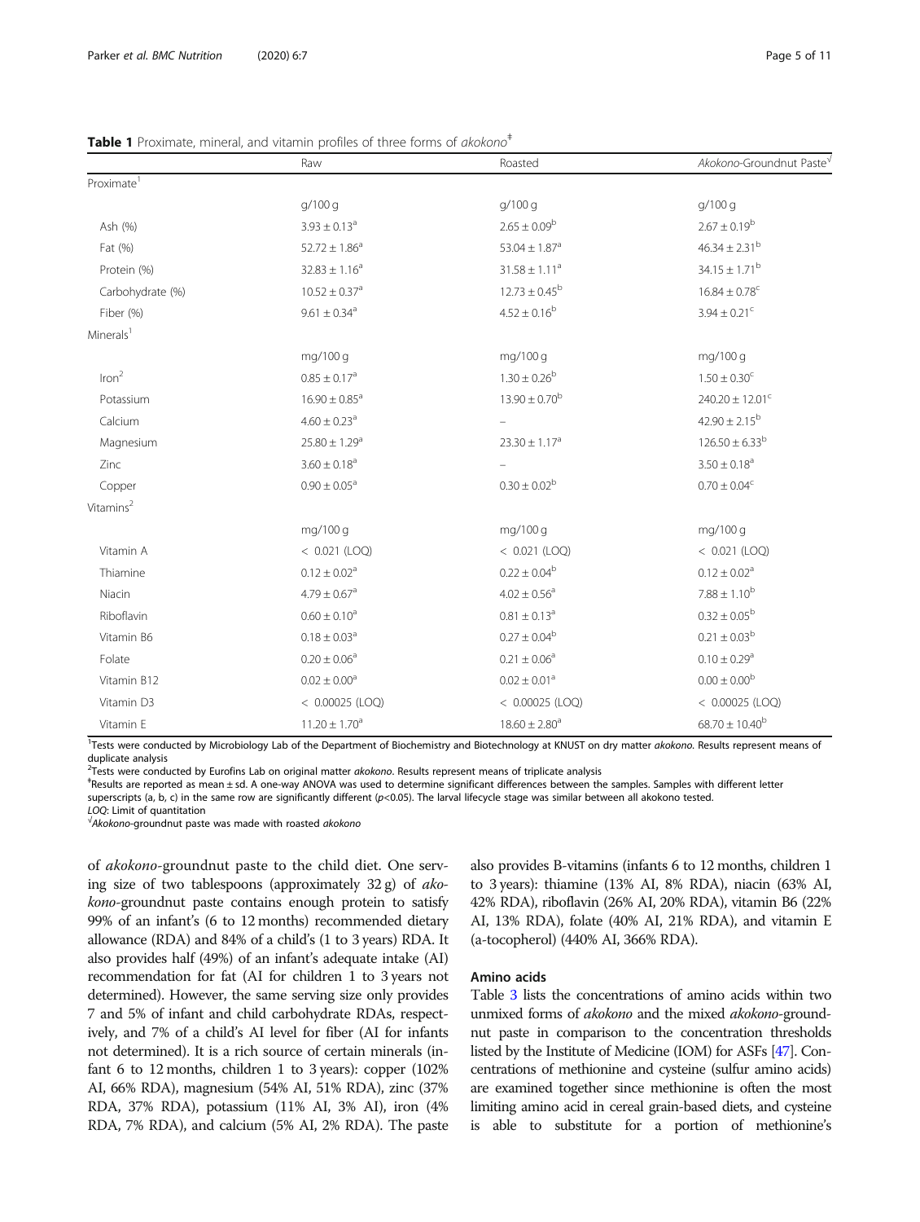**Table 1** Proximate, mineral, and vitamin profiles of three forms of *akokono*[‡]

| | Raw | Roasted | *Akokono*-Groundnut Paste[√] |
|---|---|---|---|
| Proximate[1] | | | |
| | g/100 g | g/100 g | g/100 g |
| Ash (%) | 3.93 ± 0.13[a] | 2.65 ± 0.09[b] | 2.67 ± 0.19[b] |
| Fat (%) | 52.72 ± 1.86[a] | 53.04 ± 1.87[a] | 46.34 ± 2.31[b] |
| Protein (%) | 32.83 ± 1.16[a] | 31.58 ± 1.11[a] | 34.15 ± 1.71[b] |
| Carbohydrate (%) | 10.52 ± 0.37[a] | 12.73 ± 0.45[b] | 16.84 ± 0.78[c] |
| Fiber (%) | 9.61 ± 0.34[a] | 4.52 ± 0.16[b] | 3.94 ± 0.21[c] |
| Minerals[1] | | | |
| | mg/100 g | mg/100 g | mg/100 g |
| Iron[2] | 0.85 ± 0.17[a] | 1.30 ± 0.26[b] | 1.50 ± 0.30[c] |
| Potassium | 16.90 ± 0.85[a] | 13.90 ± 0.70[b] | 240.20 ± 12.01[c] |
| Calcium | 4.60 ± 0.23[a] | – | 42.90 ± 2.15[b] |
| Magnesium | 25.80 ± 1.29[a] | 23.30 ± 1.17[a] | 126.50 ± 6.33[b] |
| Zinc | 3.60 ± 0.18[a] | – | 3.50 ± 0.18[a] |
| Copper | 0.90 ± 0.05[a] | 0.30 ± 0.02[b] | 0.70 ± 0.04[c] |
| Vitamins[2] | | | |
| | mg/100 g | mg/100 g | mg/100 g |
| Vitamin A | < 0.021 (LOQ) | < 0.021 (LOQ) | < 0.021 (LOQ) |
| Thiamine | 0.12 ± 0.02[a] | 0.22 ± 0.04[b] | 0.12 ± 0.02[a] |
| Niacin | 4.79 ± 0.67[a] | 4.02 ± 0.56[a] | 7.88 ± 1.10[b] |
| Riboflavin | 0.60 ± 0.10[a] | 0.81 ± 0.13[a] | 0.32 ± 0.05[b] |
| Vitamin B6 | 0.18 ± 0.03[a] | 0.27 ± 0.04[b] | 0.21 ± 0.03[b] |
| Folate | 0.20 ± 0.06[a] | 0.21 ± 0.06[a] | 0.10 ± 0.29[a] |
| Vitamin B12 | 0.02 ± 0.00[a] | 0.02 ± 0.01[a] | 0.00 ± 0.00[b] |
| Vitamin D3 | < 0.00025 (LOQ) | < 0.00025 (LOQ) | < 0.00025 (LOQ) |
| Vitamin E | 11.20 ± 1.70[a] | 18.60 ± 2.80[a] | 68.70 ± 10.40[b] |

[1]Tests were conducted by Microbiology Lab of the Department of Biochemistry and Biotechnology at KNUST on dry matter *akokono*. Results represent means of duplicate analysis
[2]Tests were conducted by Eurofins Lab on original matter *akokono*. Results represent means of triplicate analysis
[‡]Results are reported as mean ± sd. A one-way ANOVA was used to determine significant differences between the samples. Samples with different letter superscripts (a, b, c) in the same row are significantly different ($p<0.05$). The larval lifecycle stage was similar between all akokono tested.
*LOQ*: Limit of quantitation
[√]*Akokono*-groundnut paste was made with roasted *akokono*

of *akokono*-groundnut paste to the child diet. One serving size of two tablespoons (approximately 32 g) of *akokono*-groundnut paste contains enough protein to satisfy 99% of an infant's (6 to 12 months) recommended dietary allowance (RDA) and 84% of a child's (1 to 3 years) RDA. It also provides half (49%) of an infant's adequate intake (AI) recommendation for fat (AI for children 1 to 3 years not determined). However, the same serving size only provides 7 and 5% of infant and child carbohydrate RDAs, respectively, and 7% of a child's AI level for fiber (AI for infants not determined). It is a rich source of certain minerals (infant 6 to 12 months, children 1 to 3 years): copper (102% AI, 66% RDA), magnesium (54% AI, 51% RDA), zinc (37% RDA, 37% RDA), potassium (11% AI, 3% AI), iron (4% RDA, 7% RDA), and calcium (5% AI, 2% RDA). The paste also provides B-vitamins (infants 6 to 12 months, children 1 to 3 years): thiamine (13% AI, 8% RDA), niacin (63% AI, 42% RDA), riboflavin (26% AI, 20% RDA), vitamin B6 (22% AI, 13% RDA), folate (40% AI, 21% RDA), and vitamin E (a-tocopherol) (440% AI, 366% RDA).

## Amino acids

Table 3 lists the concentrations of amino acids within two unmixed forms of *akokono* and the mixed *akokono*-groundnut paste in comparison to the concentration thresholds listed by the Institute of Medicine (IOM) for ASFs [47]. Concentrations of methionine and cysteine (sulfur amino acids) are examined together since methionine is often the most limiting amino acid in cereal grain-based diets, and cysteine is able to substitute for a portion of methionine's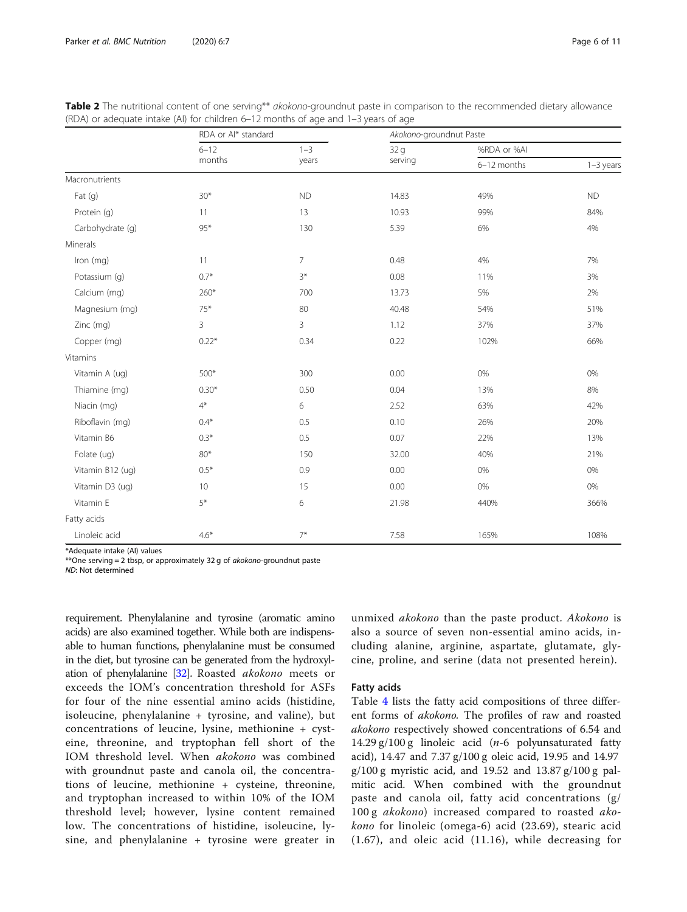**Table 2** The nutritional content of one serving** *akokono*-groundnut paste in comparison to the recommended dietary allowance (RDA) or adequate intake (AI) for children 6–12 months of age and 1–3 years of age

| | RDA or AI* standard | | *Akokono*-groundnut Paste | | |
|---|---|---|---|---|---|
| | 6–12 months | 1–3 years | 32 g serving | %RDA or %AI | |
| | | | | 6–12 months | 1–3 years |
| Macronutrients | | | | | |
| Fat (g) | 30* | ND | 14.83 | 49% | ND |
| Protein (g) | 11 | 13 | 10.93 | 99% | 84% |
| Carbohydrate (g) | 95* | 130 | 5.39 | 6% | 4% |
| Minerals | | | | | |
| Iron (mg) | 11 | 7 | 0.48 | 4% | 7% |
| Potassium (g) | 0.7* | 3* | 0.08 | 11% | 3% |
| Calcium (mg) | 260* | 700 | 13.73 | 5% | 2% |
| Magnesium (mg) | 75* | 80 | 40.48 | 54% | 51% |
| Zinc (mg) | 3 | 3 | 1.12 | 37% | 37% |
| Copper (mg) | 0.22* | 0.34 | 0.22 | 102% | 66% |
| Vitamins | | | | | |
| Vitamin A (ug) | 500* | 300 | 0.00 | 0% | 0% |
| Thiamine (mg) | 0.30* | 0.50 | 0.04 | 13% | 8% |
| Niacin (mg) | 4* | 6 | 2.52 | 63% | 42% |
| Riboflavin (mg) | 0.4* | 0.5 | 0.10 | 26% | 20% |
| Vitamin B6 | 0.3* | 0.5 | 0.07 | 22% | 13% |
| Folate (ug) | 80* | 150 | 32.00 | 40% | 21% |
| Vitamin B12 (ug) | 0.5* | 0.9 | 0.00 | 0% | 0% |
| Vitamin D3 (ug) | 10 | 15 | 0.00 | 0% | 0% |
| Vitamin E | 5* | 6 | 21.98 | 440% | 366% |
| Fatty acids | | | | | |
| Linoleic acid | 4.6* | 7* | 7.58 | 165% | 108% |

*Adequate intake (AI) values
**One serving = 2 tbsp, or approximately 32 g of *akokono*-groundnut paste
*ND*: Not determined

requirement. Phenylalanine and tyrosine (aromatic amino acids) are also examined together. While both are indispensable to human functions, phenylalanine must be consumed in the diet, but tyrosine can be generated from the hydroxylation of phenylalanine [32]. Roasted *akokono* meets or exceeds the IOM's concentration threshold for ASFs for four of the nine essential amino acids (histidine, isoleucine, phenylalanine + tyrosine, and valine), but concentrations of leucine, lysine, methionine + cysteine, threonine, and tryptophan fell short of the IOM threshold level. When *akokono* was combined with groundnut paste and canola oil, the concentrations of leucine, methionine + cysteine, threonine, and tryptophan increased to within 10% of the IOM threshold level; however, lysine content remained low. The concentrations of histidine, isoleucine, lysine, and phenylalanine + tyrosine were greater in unmixed *akokono* than the paste product. *Akokono* is also a source of seven non-essential amino acids, including alanine, arginine, aspartate, glutamate, glycine, proline, and serine (data not presented herein).

### Fatty acids

Table 4 lists the fatty acid compositions of three different forms of *akokono*. The profiles of raw and roasted *akokono* respectively showed concentrations of 6.54 and 14.29 g/100 g linoleic acid (*n*-6 polyunsaturated fatty acid), 14.47 and 7.37 g/100 g oleic acid, 19.95 and 14.97 g/100 g myristic acid, and 19.52 and 13.87 g/100 g palmitic acid. When combined with the groundnut paste and canola oil, fatty acid concentrations (g/100 g *akokono*) increased compared to roasted *akokono* for linoleic (omega-6) acid (23.69), stearic acid (1.67), and oleic acid (11.16), while decreasing for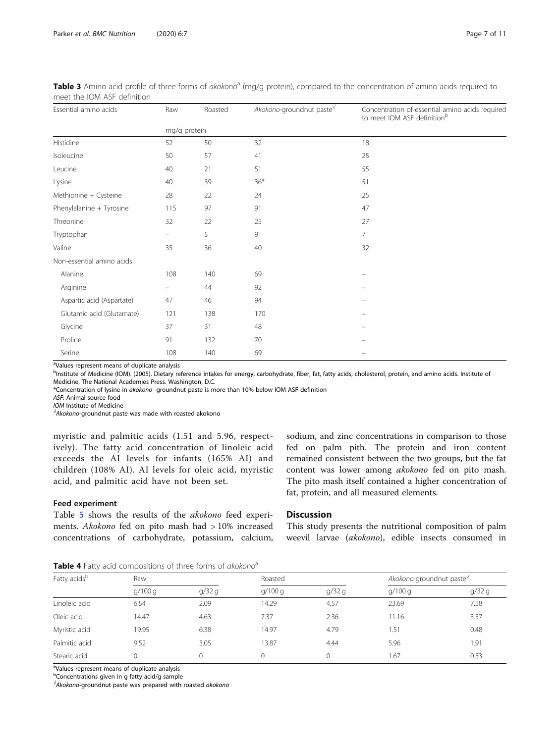**Table 3** Amino acid profile of three forms of *akokono*[a] (mg/g protein), compared to the concentration of amino acids required to meet the IOM ASF definition

| Essential amino acids | Raw | Roasted | *Akokono*-groundnut paste[√] | Concentration of essential amino acids required to meet IOM ASF definition[b] |
|---|---|---|---|---|
| | mg/g protein | | | |
| Histidine | 52 | 50 | 32 | 18 |
| Isoleucine | 50 | 57 | 41 | 25 |
| Leucine | 40 | 21 | 51 | 55 |
| Lysine | 40 | 39 | 36* | 51 |
| Methionine + Cysteine | 28 | 22 | 24 | 25 |
| Phenylalanine + Tyrosine | 115 | 97 | 91 | 47 |
| Threonine | 32 | 22 | 25 | 27 |
| Tryptophan | – | 5 | 9 | 7 |
| Valine | 35 | 36 | 40 | 32 |
| Non-essential amino acids | | | | |
| Alanine | 108 | 140 | 69 | – |
| Arginine | – | 44 | 92 | – |
| Aspartic acid (Aspartate) | 47 | 46 | 94 | – |
| Glutamic acid (Glutamate) | 121 | 138 | 170 | – |
| Glycine | 37 | 31 | 48 | – |
| Proline | 91 | 132 | 70 | – |
| Serine | 108 | 140 | 69 | – |

[a]Values represent means of duplicate analysis
[b]Institute of Medicine (IOM). (2005). Dietary reference intakes for energy, carbohydrate, fiber, fat, fatty acids, cholesterol, protein, and amino acids. Institute of Medicine, The National Academies Press. Washington, D.C.
*Concentration of lysine in *akokono* -groundnut paste is more than 10% below IOM ASF definition
*ASF*: Animal-source food
*IOM* Institute of Medicine
[√]*Akokono*-groundnut paste was made with roasted akokono

myristic and palmitic acids (1.51 and 5.96, respectively). The fatty acid concentration of linoleic acid exceeds the AI levels for infants (165% AI) and children (108% AI). AI levels for oleic acid, myristic acid, and palmitic acid have not been set.

### Feed experiment

Table 5 shows the results of the *akokono* feed experiments. *Akokono* fed on pito mash had > 10% increased concentrations of carbohydrate, potassium, calcium, sodium, and zinc concentrations in comparison to those fed on palm pith. The protein and iron content remained consistent between the two groups, but the fat content was lower among *akokono* fed on pito mash. The pito mash itself contained a higher concentration of fat, protein, and all measured elements.

## Discussion

This study presents the nutritional composition of palm weevil larvae (*akokono*), edible insects consumed in

**Table 4** Fatty acid compositions of three forms of *akokono*[a]

| Fatty acids[b] | Raw | | Roasted | | *Akokono*-groundnut paste[√] | |
|---|---|---|---|---|---|---|
| | g/100 g | g/32 g | g/100 g | g/32 g | g/100 g | g/32 g |
| Linoleic acid | 6.54 | 2.09 | 14.29 | 4.57 | 23.69 | 7.58 |
| Oleic acid | 14.47 | 4.63 | 7.37 | 2.36 | 11.16 | 3.57 |
| Myristic acid | 19.95 | 6.38 | 14.97 | 4.79 | 1.51 | 0.48 |
| Palmitic acid | 9.52 | 3.05 | 13.87 | 4.44 | 5.96 | 1.91 |
| Stearic acid | 0 | 0 | 0 | 0 | 1.67 | 0.53 |

[a]Values represent means of duplicate analysis
[b]Concentrations given in g fatty acid/g sample
[√]*Akokono*-groundnut paste was prepared with roasted *akokono*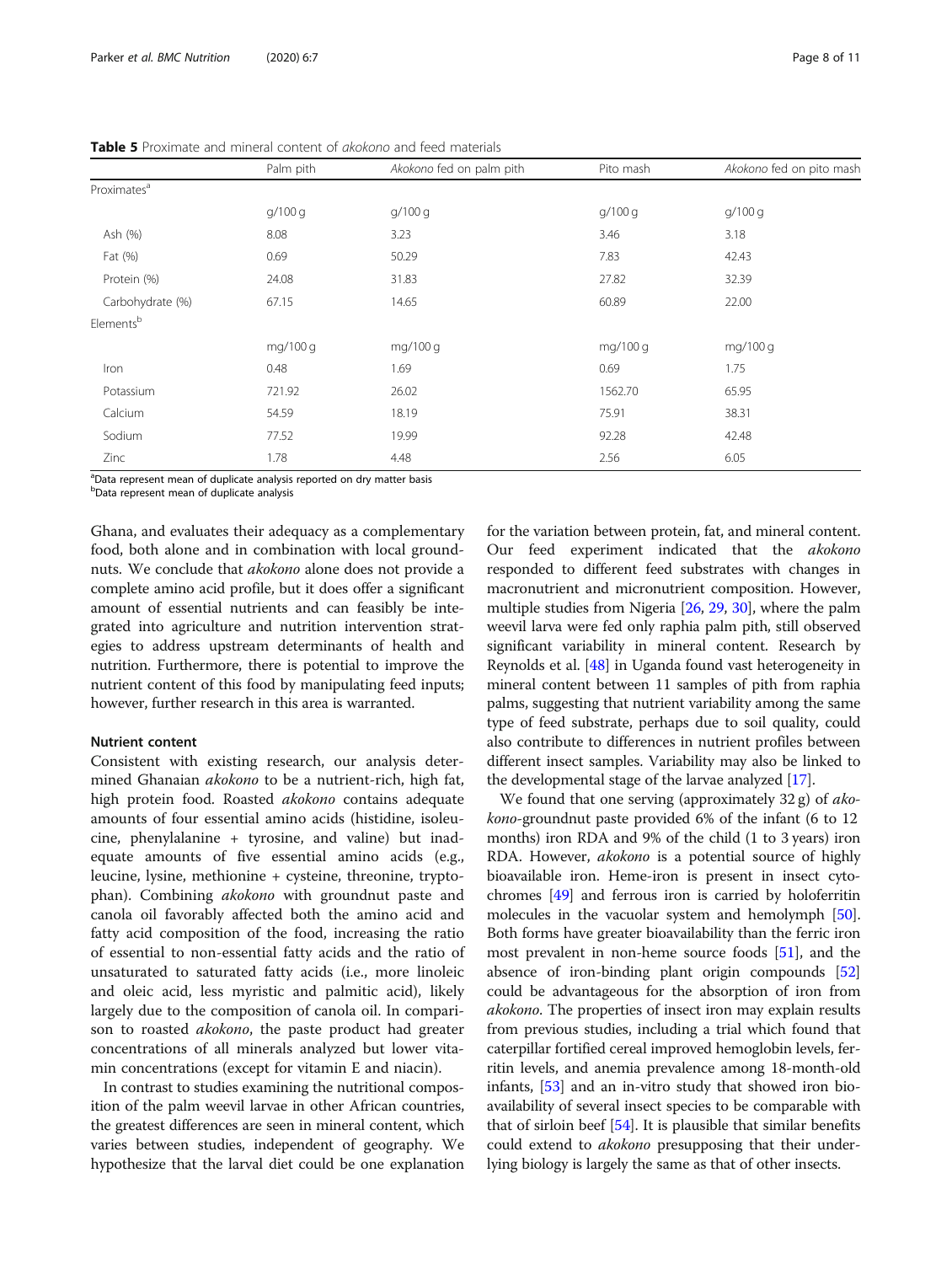**Table 5** Proximate and mineral content of *akokono* and feed materials

| | Palm pith | *Akokono* fed on palm pith | Pito mash | *Akokono* fed on pito mash |
|---|---|---|---|---|
| Proximates[a] | | | | |
| | g/100 g | g/100 g | g/100 g | g/100 g |
| Ash (%) | 8.08 | 3.23 | 3.46 | 3.18 |
| Fat (%) | 0.69 | 50.29 | 7.83 | 42.43 |
| Protein (%) | 24.08 | 31.83 | 27.82 | 32.39 |
| Carbohydrate (%) | 67.15 | 14.65 | 60.89 | 22.00 |
| Elements[b] | | | | |
| | mg/100 g | mg/100 g | mg/100 g | mg/100 g |
| Iron | 0.48 | 1.69 | 0.69 | 1.75 |
| Potassium | 721.92 | 26.02 | 1562.70 | 65.95 |
| Calcium | 54.59 | 18.19 | 75.91 | 38.31 |
| Sodium | 77.52 | 19.99 | 92.28 | 42.48 |
| Zinc | 1.78 | 4.48 | 2.56 | 6.05 |

[a]Data represent mean of duplicate analysis reported on dry matter basis
[b]Data represent mean of duplicate analysis

Ghana, and evaluates their adequacy as a complementary food, both alone and in combination with local groundnuts. We conclude that *akokono* alone does not provide a complete amino acid profile, but it does offer a significant amount of essential nutrients and can feasibly be integrated into agriculture and nutrition intervention strategies to address upstream determinants of health and nutrition. Furthermore, there is potential to improve the nutrient content of this food by manipulating feed inputs; however, further research in this area is warranted.

### Nutrient content

Consistent with existing research, our analysis determined Ghanaian *akokono* to be a nutrient-rich, high fat, high protein food. Roasted *akokono* contains adequate amounts of four essential amino acids (histidine, isoleucine, phenylalanine + tyrosine, and valine) but inadequate amounts of five essential amino acids (e.g., leucine, lysine, methionine + cysteine, threonine, tryptophan). Combining *akokono* with groundnut paste and canola oil favorably affected both the amino acid and fatty acid composition of the food, increasing the ratio of essential to non-essential fatty acids and the ratio of unsaturated to saturated fatty acids (i.e., more linoleic and oleic acid, less myristic and palmitic acid), likely largely due to the composition of canola oil. In comparison to roasted *akokono*, the paste product had greater concentrations of all minerals analyzed but lower vitamin concentrations (except for vitamin E and niacin).

In contrast to studies examining the nutritional composition of the palm weevil larvae in other African countries, the greatest differences are seen in mineral content, which varies between studies, independent of geography. We hypothesize that the larval diet could be one explanation for the variation between protein, fat, and mineral content. Our feed experiment indicated that the *akokono* responded to different feed substrates with changes in macronutrient and micronutrient composition. However, multiple studies from Nigeria [26, 29, 30], where the palm weevil larva were fed only raphia palm pith, still observed significant variability in mineral content. Research by Reynolds et al. [48] in Uganda found vast heterogeneity in mineral content between 11 samples of pith from raphia palms, suggesting that nutrient variability among the same type of feed substrate, perhaps due to soil quality, could also contribute to differences in nutrient profiles between different insect samples. Variability may also be linked to the developmental stage of the larvae analyzed [17].

We found that one serving (approximately 32 g) of *akokono*-groundnut paste provided 6% of the infant (6 to 12 months) iron RDA and 9% of the child (1 to 3 years) iron RDA. However, *akokono* is a potential source of highly bioavailable iron. Heme-iron is present in insect cytochromes [49] and ferrous iron is carried by holoferritin molecules in the vacuolar system and hemolymph [50]. Both forms have greater bioavailability than the ferric iron most prevalent in non-heme source foods [51], and the absence of iron-binding plant origin compounds [52] could be advantageous for the absorption of iron from *akokono*. The properties of insect iron may explain results from previous studies, including a trial which found that caterpillar fortified cereal improved hemoglobin levels, ferritin levels, and anemia prevalence among 18-month-old infants, [53] and an in-vitro study that showed iron bioavailability of several insect species to be comparable with that of sirloin beef [54]. It is plausible that similar benefits could extend to *akokono* presupposing that their underlying biology is largely the same as that of other insects.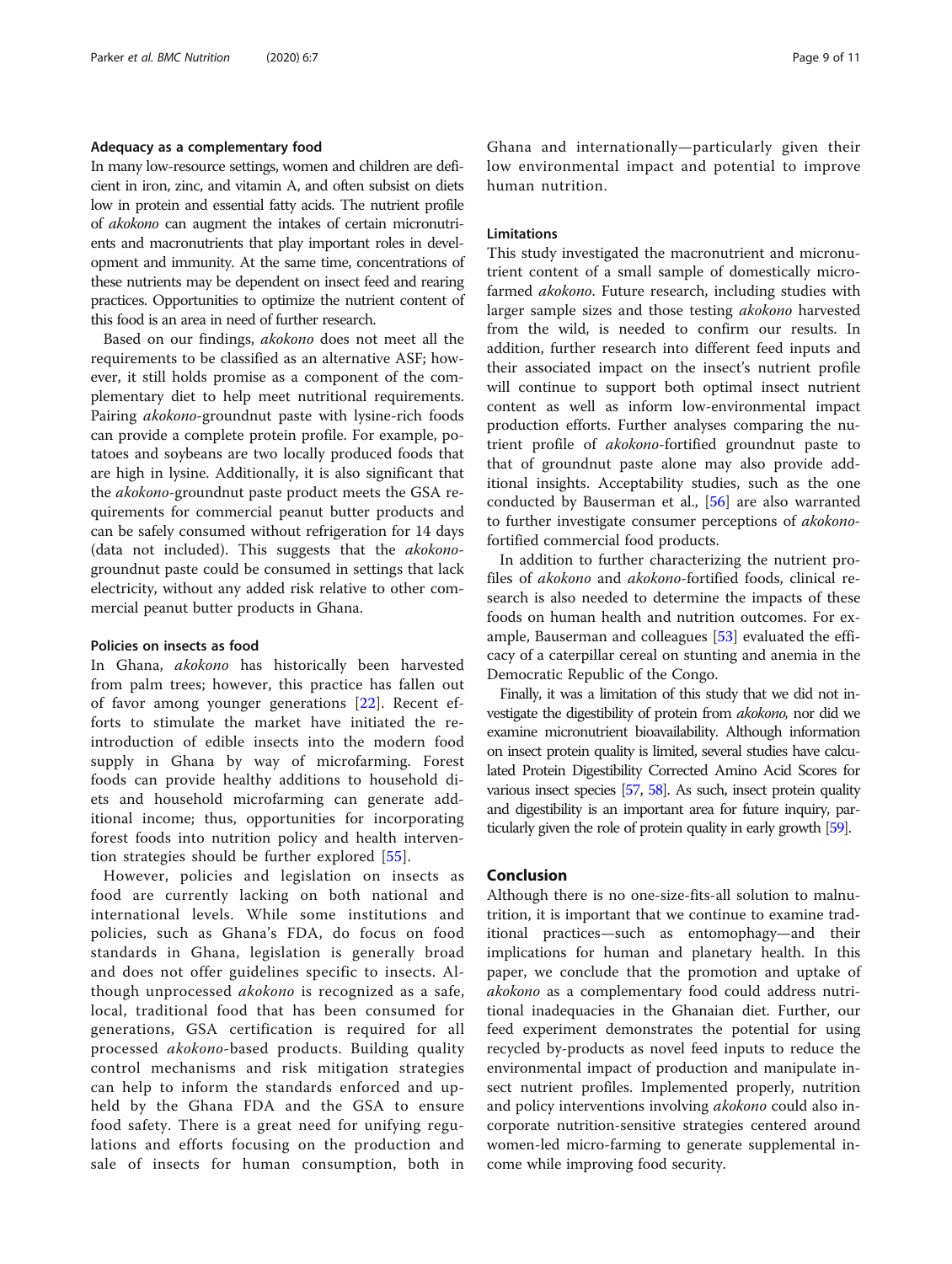### Adequacy as a complementary food

In many low-resource settings, women and children are deficient in iron, zinc, and vitamin A, and often subsist on diets low in protein and essential fatty acids. The nutrient profile of *akokono* can augment the intakes of certain micronutrients and macronutrients that play important roles in development and immunity. At the same time, concentrations of these nutrients may be dependent on insect feed and rearing practices. Opportunities to optimize the nutrient content of this food is an area in need of further research.

Based on our findings, *akokono* does not meet all the requirements to be classified as an alternative ASF; however, it still holds promise as a component of the complementary diet to help meet nutritional requirements. Pairing *akokono*-groundnut paste with lysine-rich foods can provide a complete protein profile. For example, potatoes and soybeans are two locally produced foods that are high in lysine. Additionally, it is also significant that the *akokono*-groundnut paste product meets the GSA requirements for commercial peanut butter products and can be safely consumed without refrigeration for 14 days (data not included). This suggests that the *akokono*-groundnut paste could be consumed in settings that lack electricity, without any added risk relative to other commercial peanut butter products in Ghana.

### Policies on insects as food

In Ghana, *akokono* has historically been harvested from palm trees; however, this practice has fallen out of favor among younger generations [22]. Recent efforts to stimulate the market have initiated the reintroduction of edible insects into the modern food supply in Ghana by way of microfarming. Forest foods can provide healthy additions to household diets and household microfarming can generate additional income; thus, opportunities for incorporating forest foods into nutrition policy and health intervention strategies should be further explored [55].

However, policies and legislation on insects as food are currently lacking on both national and international levels. While some institutions and policies, such as Ghana's FDA, do focus on food standards in Ghana, legislation is generally broad and does not offer guidelines specific to insects. Although unprocessed *akokono* is recognized as a safe, local, traditional food that has been consumed for generations, GSA certification is required for all processed *akokono*-based products. Building quality control mechanisms and risk mitigation strategies can help to inform the standards enforced and upheld by the Ghana FDA and the GSA to ensure food safety. There is a great need for unifying regulations and efforts focusing on the production and sale of insects for human consumption, both in Ghana and internationally—particularly given their low environmental impact and potential to improve human nutrition.

### Limitations

This study investigated the macronutrient and micronutrient content of a small sample of domestically micro-farmed *akokono*. Future research, including studies with larger sample sizes and those testing *akokono* harvested from the wild, is needed to confirm our results. In addition, further research into different feed inputs and their associated impact on the insect's nutrient profile will continue to support both optimal insect nutrient content as well as inform low-environmental impact production efforts. Further analyses comparing the nutrient profile of *akokono*-fortified groundnut paste to that of groundnut paste alone may also provide additional insights. Acceptability studies, such as the one conducted by Bauserman et al., [56] are also warranted to further investigate consumer perceptions of *akokono*-fortified commercial food products.

In addition to further characterizing the nutrient profiles of *akokono* and *akokono*-fortified foods, clinical research is also needed to determine the impacts of these foods on human health and nutrition outcomes. For example, Bauserman and colleagues [53] evaluated the efficacy of a caterpillar cereal on stunting and anemia in the Democratic Republic of the Congo.

Finally, it was a limitation of this study that we did not investigate the digestibility of protein from *akokono*, nor did we examine micronutrient bioavailability. Although information on insect protein quality is limited, several studies have calculated Protein Digestibility Corrected Amino Acid Scores for various insect species [57, 58]. As such, insect protein quality and digestibility is an important area for future inquiry, particularly given the role of protein quality in early growth [59].

## Conclusion

Although there is no one-size-fits-all solution to malnutrition, it is important that we continue to examine traditional practices—such as entomophagy—and their implications for human and planetary health. In this paper, we conclude that the promotion and uptake of *akokono* as a complementary food could address nutritional inadequacies in the Ghanaian diet. Further, our feed experiment demonstrates the potential for using recycled by-products as novel feed inputs to reduce the environmental impact of production and manipulate insect nutrient profiles. Implemented properly, nutrition and policy interventions involving *akokono* could also incorporate nutrition-sensitive strategies centered around women-led micro-farming to generate supplemental income while improving food security.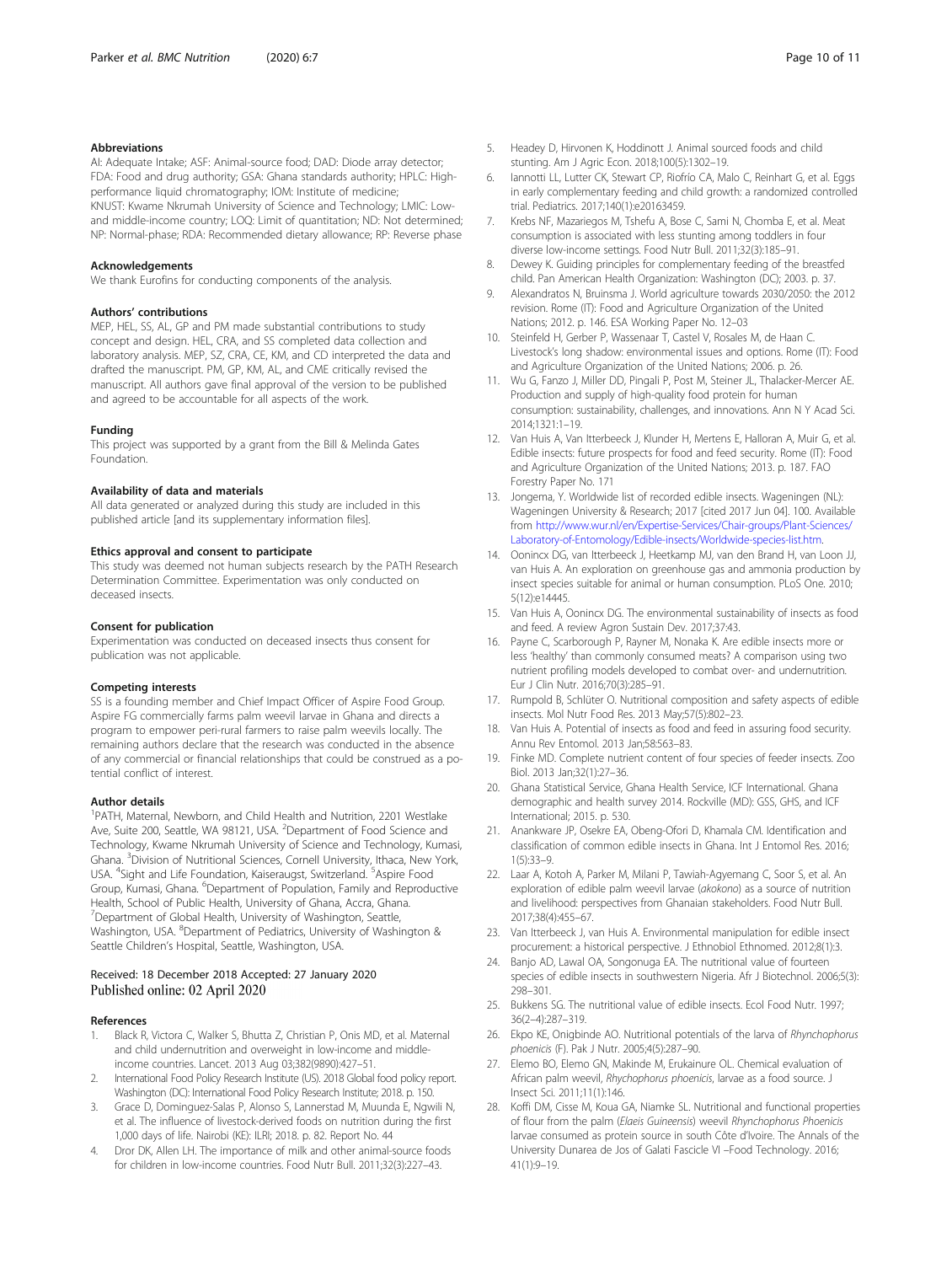### Abbreviations

AI: Adequate Intake; ASF: Animal-source food; DAD: Diode array detector; FDA: Food and drug authority; GSA: Ghana standards authority; HPLC: High-performance liquid chromatography; IOM: Institute of medicine; KNUST: Kwame Nkrumah University of Science and Technology; LMIC: Low- and middle-income country; LOQ: Limit of quantitation; ND: Not determined; NP: Normal-phase; RDA: Recommended dietary allowance; RP: Reverse phase

### Acknowledgements

We thank Eurofins for conducting components of the analysis.

### Authors' contributions

MEP, HEL, SS, AL, GP and PM made substantial contributions to study concept and design. HEL, CRA, and SS completed data collection and laboratory analysis. MEP, SZ, CRA, CE, KM, and CD interpreted the data and drafted the manuscript. PM, GP, KM, AL, and CME critically revised the manuscript. All authors gave final approval of the version to be published and agreed to be accountable for all aspects of the work.

### Funding

This project was supported by a grant from the Bill & Melinda Gates Foundation.

### Availability of data and materials

All data generated or analyzed during this study are included in this published article [and its supplementary information files].

### Ethics approval and consent to participate

This study was deemed not human subjects research by the PATH Research Determination Committee. Experimentation was only conducted on deceased insects.

### Consent for publication

Experimentation was conducted on deceased insects thus consent for publication was not applicable.

### Competing interests

SS is a founding member and Chief Impact Officer of Aspire Food Group. Aspire FG commercially farms palm weevil larvae in Ghana and directs a program to empower peri-rural farmers to raise palm weevils locally. The remaining authors declare that the research was conducted in the absence of any commercial or financial relationships that could be construed as a potential conflict of interest.

### Author details

[1]PATH, Maternal, Newborn, and Child Health and Nutrition, 2201 Westlake Ave, Suite 200, Seattle, WA 98121, USA. [2]Department of Food Science and Technology, Kwame Nkrumah University of Science and Technology, Kumasi, Ghana. [3]Division of Nutritional Sciences, Cornell University, Ithaca, New York, USA. [4]Sight and Life Foundation, Kaiseraugst, Switzerland. [5]Aspire Food Group, Kumasi, Ghana. [6]Department of Population, Family and Reproductive Health, School of Public Health, University of Ghana, Accra, Ghana. [7]Department of Global Health, University of Washington, Seattle, Washington, USA. [8]Department of Pediatrics, University of Washington & Seattle Children's Hospital, Seattle, Washington, USA.

Received: 18 December 2018 Accepted: 27 January 2020
Published online: 02 April 2020

### References

1. Black R, Victora C, Walker S, Bhutta Z, Christian P, Onis MD, et al. Maternal and child undernutrition and overweight in low-income and middle-income countries. Lancet. 2013 Aug 03;382(9890):427–51.
2. International Food Policy Research Institute (US). 2018 Global food policy report. Washington (DC): International Food Policy Research Institute; 2018. p. 150.
3. Grace D, Dominguez-Salas P, Alonso S, Lannerstad M, Muunda E, Ngwili N, et al. The influence of livestock-derived foods on nutrition during the first 1,000 days of life. Nairobi (KE): ILRI; 2018. p. 82. Report No. 44
4. Dror DK, Allen LH. The importance of milk and other animal-source foods for children in low-income countries. Food Nutr Bull. 2011;32(3):227–43.
5. Headey D, Hirvonen K, Hoddinott J. Animal sourced foods and child stunting. Am J Agric Econ. 2018;100(5):1302–19.
6. Iannotti LL, Lutter CK, Stewart CP, Riofrío CA, Malo C, Reinhart G, et al. Eggs in early complementary feeding and child growth: a randomized controlled trial. Pediatrics. 2017;140(1):e20163459.
7. Krebs NF, Mazariegos M, Tshefu A, Bose C, Sami N, Chomba E, et al. Meat consumption is associated with less stunting among toddlers in four diverse low-income settings. Food Nutr Bull. 2011;32(3):185–91.
8. Dewey K. Guiding principles for complementary feeding of the breastfed child. Pan American Health Organization: Washington (DC); 2003. p. 37.
9. Alexandratos N, Bruinsma J. World agriculture towards 2030/2050: the 2012 revision. Rome (IT): Food and Agriculture Organization of the United Nations; 2012. p. 146. ESA Working Paper No. 12–03
10. Steinfeld H, Gerber P, Wassenaar T, Castel V, Rosales M, de Haan C. Livestock's long shadow: environmental issues and options. Rome (IT): Food and Agriculture Organization of the United Nations; 2006. p. 26.
11. Wu G, Fanzo J, Miller DD, Pingali P, Post M, Steiner JL, Thalacker-Mercer AE. Production and supply of high-quality food protein for human consumption: sustainability, challenges, and innovations. Ann N Y Acad Sci. 2014;1321:1–19.
12. Van Huis A, Van Itterbeeck J, Klunder H, Mertens E, Halloran A, Muir G, et al. Edible insects: future prospects for food and feed security. Rome (IT): Food and Agriculture Organization of the United Nations; 2013. p. 187. FAO Forestry Paper No. 171
13. Jongema, Y. Worldwide list of recorded edible insects. Wageningen (NL): Wageningen University & Research; 2017 [cited 2017 Jun 04]. 100. Available from http://www.wur.nl/en/Expertise-Services/Chair-groups/Plant-Sciences/Laboratory-of-Entomology/Edible-insects/Worldwide-species-list.htm.
14. Oonincx DG, van Itterbeeck J, Heetkamp MJ, van den Brand H, van Loon JJ, van Huis A. An exploration on greenhouse gas and ammonia production by insect species suitable for animal or human consumption. PLoS One. 2010; 5(12):e14445.
15. Van Huis A, Oonincx DG. The environmental sustainability of insects as food and feed. A review Agron Sustain Dev. 2017;37:43.
16. Payne C, Scarborough P, Rayner M, Nonaka K. Are edible insects more or less 'healthy' than commonly consumed meats? A comparison using two nutrient profiling models developed to combat over- and undernutrition. Eur J Clin Nutr. 2016;70(3):285–91.
17. Rumpold B, Schlüter O. Nutritional composition and safety aspects of edible insects. Mol Nutr Food Res. 2013 May;57(5):802–23.
18. Van Huis A. Potential of insects as food and feed in assuring food security. Annu Rev Entomol. 2013 Jan;58:563–83.
19. Finke MD. Complete nutrient content of four species of feeder insects. Zoo Biol. 2013 Jan;32(1):27–36.
20. Ghana Statistical Service, Ghana Health Service, ICF International. Ghana demographic and health survey 2014. Rockville (MD): GSS, GHS, and ICF International; 2015. p. 530.
21. Anankware JP, Osekre EA, Obeng-Ofori D, Khamala CM. Identification and classification of common edible insects in Ghana. Int J Entomol Res. 2016; 1(5):33–9.
22. Laar A, Kotoh A, Parker M, Milani P, Tawiah-Agyemang C, Soor S, et al. An exploration of edible palm weevil larvae (*akokono*) as a source of nutrition and livelihood: perspectives from Ghanaian stakeholders. Food Nutr Bull. 2017;38(4):455–67.
23. Van Itterbeeck J, van Huis A. Environmental manipulation for edible insect procurement: a historical perspective. J Ethnobiol Ethnomed. 2012;8(1):3.
24. Banjo AD, Lawal OA, Songonuga EA. The nutritional value of fourteen species of edible insects in southwestern Nigeria. Afr J Biotechnol. 2006;5(3): 298–301.
25. Bukkens SG. The nutritional value of edible insects. Ecol Food Nutr. 1997; 36(2–4):287–319.
26. Ekpo KE, Onigbinde AO. Nutritional potentials of the larva of *Rhynchophorus phoenicis* (F). Pak J Nutr. 2005;4(5):287–90.
27. Elemo BO, Elemo GN, Makinde M, Erukainure OL. Chemical evaluation of African palm weevil, *Rhychophorus phoenicis*, larvae as a food source. J Insect Sci. 2011;11(1):146.
28. Koffi DM, Cisse M, Koua GA, Niamke SL. Nutritional and functional properties of flour from the palm (*Elaeis Guineensis*) weevil *Rhynchophorus Phoenicis* larvae consumed as protein source in south Côte d'Ivoire. The Annals of the University Dunarea de Jos of Galati Fascicle VI –Food Technology. 2016; 41(1):9–19.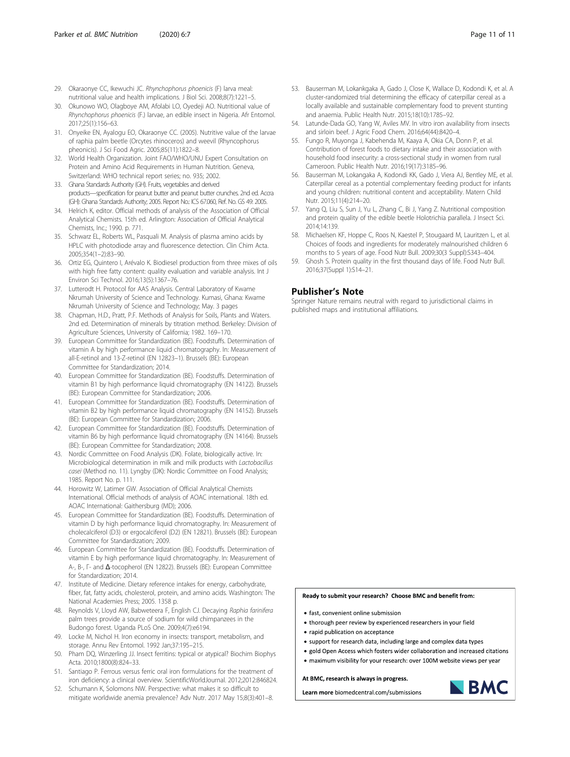29. Okaraonye CC, Ikewuchi JC. *Rhynchophorus phoenicis* (F) larva meal: nutritional value and health implications. J Biol Sci. 2008;8(7):1221–5.
30. Okunowo WO, Olagboye AM, Afolabi LO, Oyedeji AO. Nutritional value of *Rhynchophorus phoenicis* (F.) larvae, an edible insect in Nigeria. Afr Entomol. 2017;25(1):156–63.
31. Onyeike EN, Ayalogu EO, Okaraonye CC. (2005). Nutritive value of the larvae of raphia palm beetle (Orcytes rhinoceros) and weevil (Rhyncophorus pheonicis). J Sci Food Agric. 2005;85(11):1822–8.
32. World Health Organization. Joint FAO/WHO/UNU Expert Consultation on Protein and Amino Acid Requirements in Human Nutrition. Geneva, Switzerland: WHO technical report series; no. 935; 2002.
33. Ghana Standards Authority (GH). Fruits, vegetables and derived products—specification for peanut butter and peanut butter crunches. 2nd ed. Accra (GH): Ghana Standards Authority; 2005. Report No.: ICS 67.060, Ref. No. GS 49: 2005.
34. Helrich K, editor. Official methods of analysis of the Association of Official Analytical Chemists. 15th ed. Arlington: Association of Official Analytical Chemists, Inc.; 1990. p. 771.
35. Schwarz EL, Roberts WL, Pasquali M. Analysis of plasma amino acids by HPLC with photodiode array and fluorescence detection. Clin Chim Acta. 2005;354(1–2):83–90.
36. Ortiz EG, Quintero I, Arévalo K. Biodiesel production from three mixes of oils with high free fatty content: quality evaluation and variable analysis. Int J Environ Sci Technol. 2016;13(5):1367–76.
37. Lutterodt H. Protocol for AAS Analysis. Central Laboratory of Kwame Nkrumah University of Science and Technology. Kumasi, Ghana: Kwame Nkrumah University of Science and Technology; May. 3 pages
38. Chapman, H.D., Pratt, P.F. Methods of Analysis for Soils, Plants and Waters. 2nd ed. Determination of minerals by titration method. Berkeley: Division of Agriculture Sciences, University of California; 1982. 169–170.
39. European Committee for Standardization (BE). Foodstuffs. Determination of vitamin A by high performance liquid chromatography. In: Measurement of all-E-retinol and 13-Z-retinol (EN 12823–1). Brussels (BE): European Committee for Standardization; 2014.
40. European Committee for Standardization (BE). Foodstuffs. Determination of vitamin B1 by high performance liquid chromatography (EN 14122). Brussels (BE): European Committee for Standardization; 2006.
41. European Committee for Standardization (BE). Foodstuffs. Determination of vitamin B2 by high performance liquid chromatography (EN 14152). Brussels (BE): European Committee for Standardization; 2006.
42. European Committee for Standardization (BE). Foodstuffs. Determination of vitamin B6 by high performance liquid chromatography (EN 14164). Brussels (BE): European Committee for Standardization; 2008.
43. Nordic Committee on Food Analysis (DK). Folate, biologically active. In: Microbiological determination in milk and milk products with *Lactobacillus casei* (Method no. 11). Lyngby (DK): Nordic Committee on Food Analysis; 1985. Report No. p. 111.
44. Horowitz W, Latimer GW. Association of Official Analytical Chemists International. Official methods of analysis of AOAC international. 18th ed. AOAC International: Gaithersburg (MD); 2006.
45. European Committee for Standardization (BE). Foodstuffs. Determination of vitamin D by high performance liquid chromatography. In: Measurement of cholecalciferol (D3) or ergocalciferol (D2) (EN 12821). Brussels (BE): European Committee for Standardization; 2009.
46. European Committee for Standardization (BE). Foodstuffs. Determination of vitamin E by high performance liquid chromatography. In: Measurement of A-, B-, Γ- and Δ-tocopherol (EN 12822). Brussels (BE): European Committee for Standardization; 2014.
47. Institute of Medicine. Dietary reference intakes for energy, carbohydrate, fiber, fat, fatty acids, cholesterol, protein, and amino acids. Washington: The National Academies Press; 2005. 1358 p.
48. Reynolds V, Lloyd AW, Babweteera F, English CJ. Decaying *Raphia farinifera* palm trees provide a source of sodium for wild chimpanzees in the Budongo forest. Uganda PLoS One. 2009;4(7):e6194.
49. Locke M, Nichol H. Iron economy in insects: transport, metabolism, and storage. Annu Rev Entomol. 1992 Jan;37:195–215.
50. Pham DQ, Winzerling JJ. Insect ferritins: typical or atypical? Biochim Biophys Acta. 2010;1800(8):824–33.
51. Santiago P. Ferrous versus ferric oral iron formulations for the treatment of iron deficiency: a clinical overview. ScientificWorldJournal. 2012;2012:846824.
52. Schumann K, Solomons NW. Perspective: what makes it so difficult to mitigate worldwide anemia prevalence? Adv Nutr. 2017 May 15;8(3):401–8.
53. Bauserman M, Lokankgaka A, Gado J, Close K, Wallace D, Kodondi K, et al. A cluster-randomized trial determining the efficacy of caterpillar cereal as a locally available and sustainable complementary food to prevent stunting and anaemia. Public Health Nutr. 2015;18(10):1785–92.
54. Latunde-Dada GO, Yang W, Aviles MV. In vitro iron availability from insects and sirloin beef. J Agric Food Chem. 2016;64(44):8420–4.
55. Fungo R, Muyonga J, Kabehenda M, Kaaya A, Okia CA, Donn P, et al. Contribution of forest foods to dietary intake and their association with household food insecurity: a cross-sectional study in women from rural Cameroon. Public Health Nutr. 2016;19(17):3185–96.
56. Bauserman M, Lokangaka A, Kodondi KK, Gado J, Viera AJ, Bentley ME, et al. Caterpillar cereal as a potential complementary feeding product for infants and young children: nutritional content and acceptability. Matern Child Nutr. 2015;11(4):214–20.
57. Yang Q, Liu S, Sun J, Yu L, Zhang C, Bi J, Yang Z. Nutritional composition and protein quality of the edible beetle Holotrichia parallela. J Insect Sci. 2014;14:139.
58. Michaelsen KF, Hoppe C, Roos N, Kaestel P, Stougaard M, Lauritzen L, et al. Choices of foods and ingredients for moderately malnourished children 6 months to 5 years of age. Food Nutr Bull. 2009;30(3 Suppl):S343–404.
59. Ghosh S. Protein quality in the first thousand days of life. Food Nutr Bull. 2016;37(Suppl 1):S14–21.

## Publisher's Note

Springer Nature remains neutral with regard to jurisdictional claims in published maps and institutional affiliations.

**Ready to submit your research? Choose BMC and benefit from:**

- fast, convenient online submission
- thorough peer review by experienced researchers in your field
- rapid publication on acceptance
- support for research data, including large and complex data types
- gold Open Access which fosters wider collaboration and increased citations
- maximum visibility for your research: over 100M website views per year

**At BMC, research is always in progress.**

**Learn more** biomedcentral.com/submissions

BMC